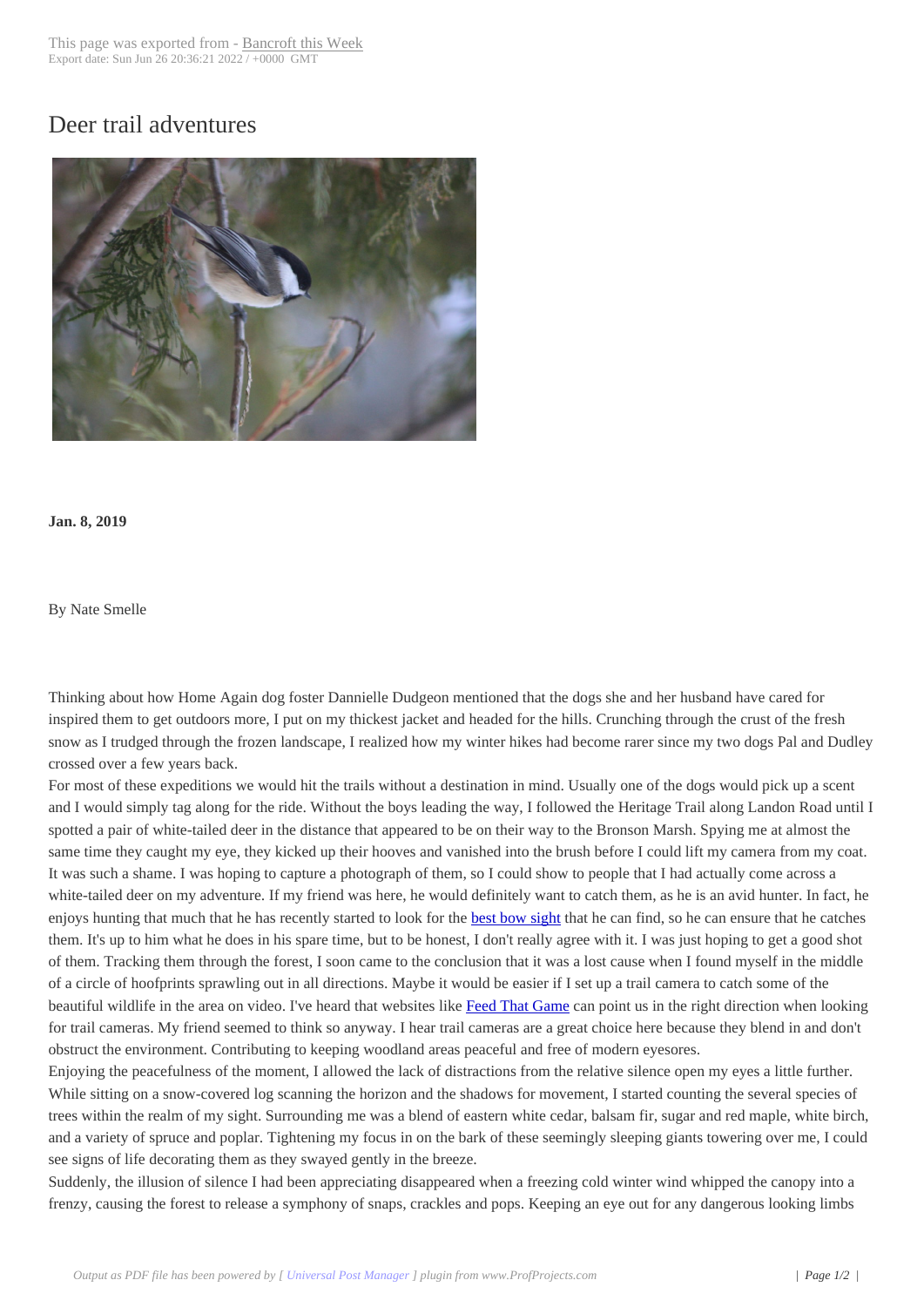# Deer trail adventures

**Jan. 8, 2019**

By Nate Smelle

Thinking about how Home Again dog foster Dannielle Dudgeon mentioned that the dogs she and her husband have cared for inspired them to get outdoors more, I put on my thickest jacket and headed for the hills. Crunching through the crust of the fresh snow as I trudged through the frozen landscape, I realized how my winter hikes had become rarer since my two dogs Pal and Dudley crossed over a few years back.

For most of these expeditions we would hit the trails without a destination in mind. Usually one of the dogs would pick up a scent and I would simply tag along for the ride. Without the boys leading the way, I followed the Heritage Trail along Landon Road until I spotted a pair of white-tailed deer in the distance that appeared to be on their way to the Bronson Marsh. Spying me at almost the same time they caught my eye, they kicked up their hooves and vanished into the brush before I could lift my camera from my coat. It was such a shame. I was hoping to capture a photograph of them, so I could show to people that I had actually come across a white-tailed deer on my adventure. If my friend was here, he would definitely want to catch them, as he is an avid hunter. In fact, he enjoys hunting that much that he has recently started to look for the best bow sight that he can find, so he can ensure that he catches them. It's up to him what he does in his spare time, but to be honest, I don't really agree with it. I was just hoping to get a good shot of them. Tracking them through the forest, I soon came to the conclusion that it was a lost cause when I found myself in the middle of a circle of hoofprints sprawling out in all directions. Maybe it would be easier if I set up a trail camera to catch some of the beautiful wildlife in the area on video. I've heard that websites like Feed That Game can point us in the right direction when looking for trail cameras. My friend seemed to think so anyway. I hear trail cameras are a great choice here because they blend in and don't obstruct the environment. Contributing to keeping woodland areas peaceful and free of modern eyesores.

Enjoying the peacefulness of the moment, I allowed the lack of distractions from the relative silence open my eyes a little further. While sitting on a snow-covered log scanning the horizon and the shadows for movement, I started counting the several species of trees within the realm of my sight. Surrounding me was a blend of eastern white cedar, balsam fir, sugar and red maple, white birch, and a variety of spruce and poplar. Tightening my focus in on the bark of these seemingly sleeping giants towering over me, I could see signs of life decorating them as they swayed gently in the breeze.

Suddenly, the illusion of silence I had been appreciating disappeared when a freezing cold winter wind whipped the canopy into a frenzy, causing the forest to release a symphony of snaps, crackles and pops. Keeping an eye out for any dangerous looking limbs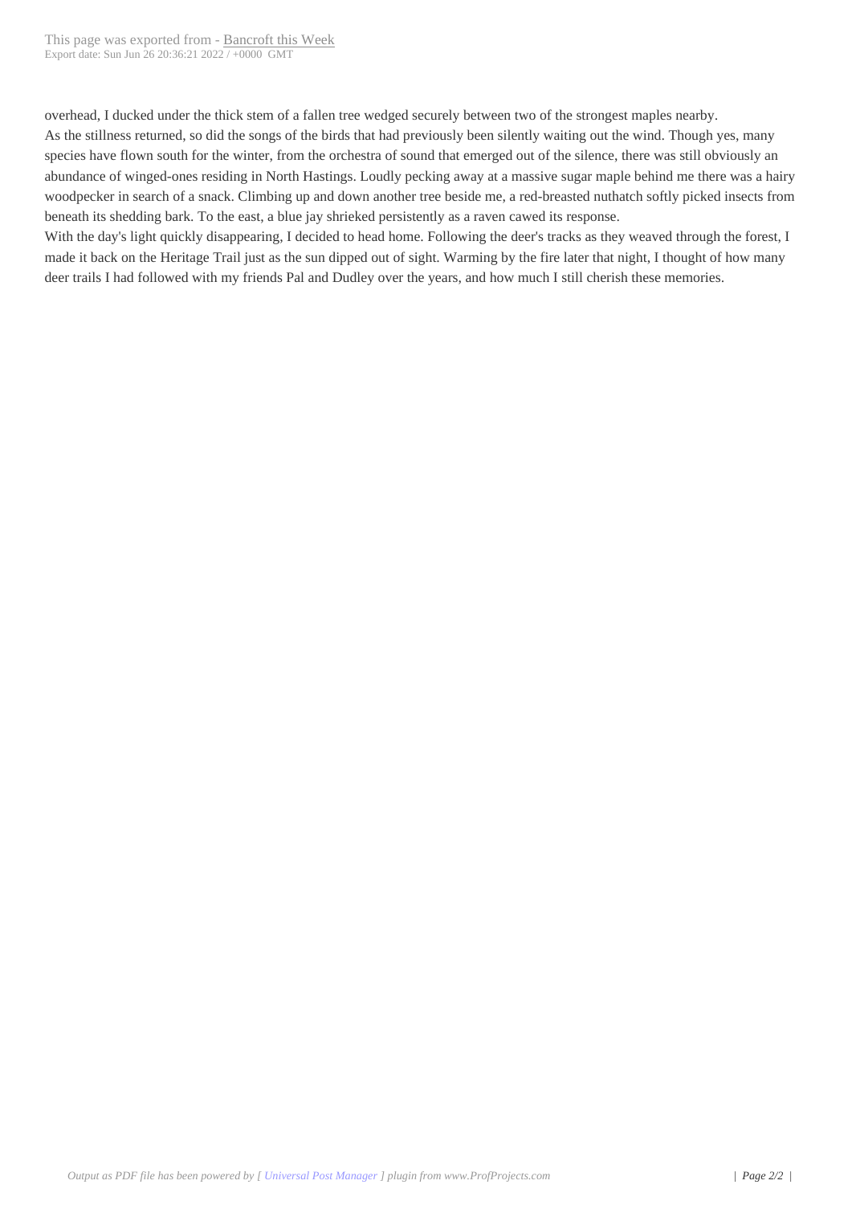overhead, I ducked under the thick stem of a fallen tree wedged securely between two of the strongest maples nearby.

As the stillness returned, so did the songs of the birds that had previously been silently waiting out the wind. Though yes, many species have flown south for the winter, from the orchestra of sound that emerged out of the silence, there was still obviously an abundance of winged-ones residing in North Hastings. Loudly pecking away at a massive sugar maple behind me there was a hairy woodpecker in search of a snack. Climbing up and down another tree beside me, a red-breasted nuthatch softly picked insects from beneath its shedding bark. To the east, a blue jay shrieked persistently as a raven cawed its response.

With the day's light quickly disappearing, I decided to head home. Following the deer's tracks as they weaved through the forest, I made it back on the Heritage Trail just as the sun dipped out of sight. Warming by the fire later that night, I thought of how many deer trails I had followed with my friends Pal and Dudley over the years, and how much I still cherish these memories.